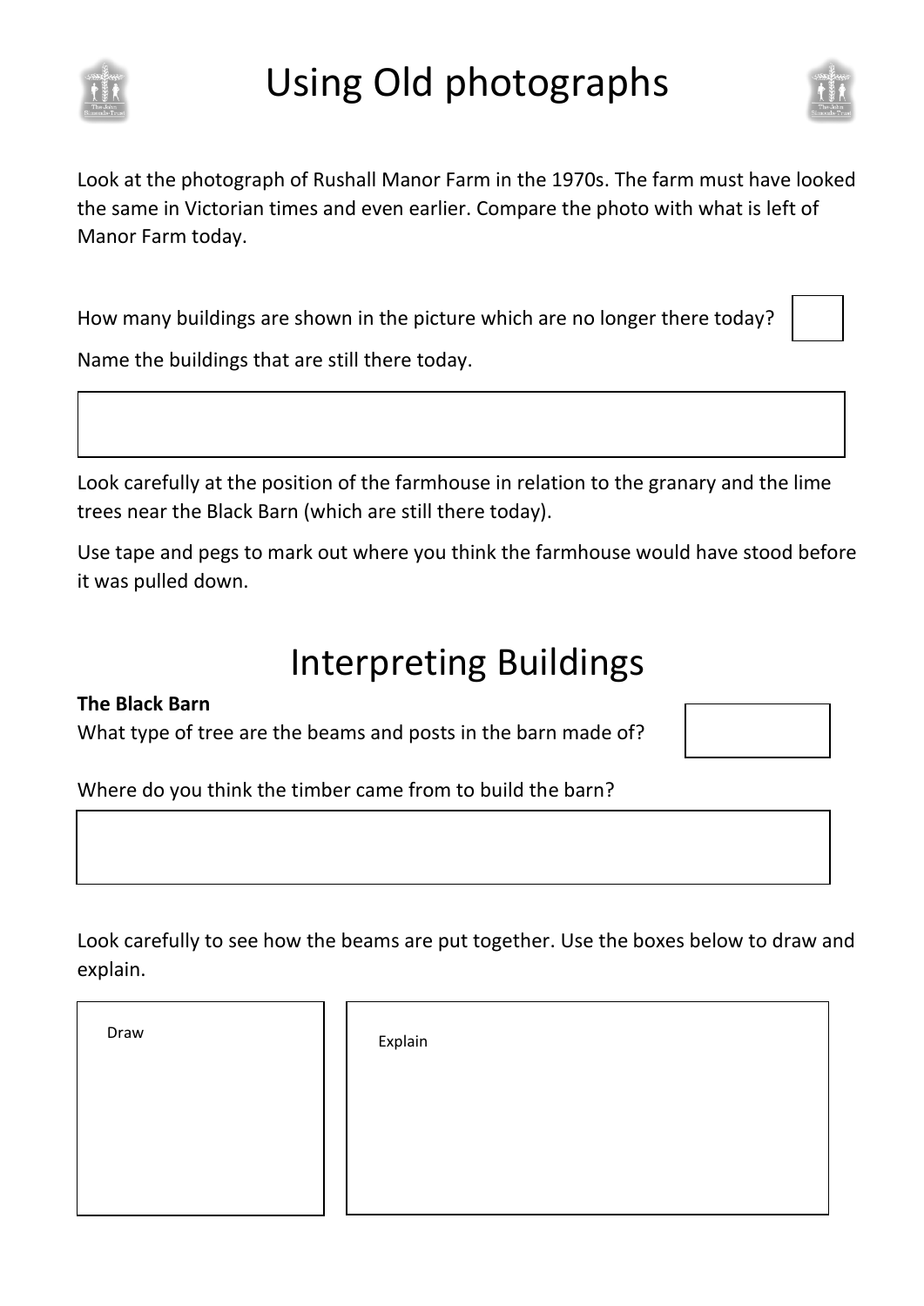# Using Old photographs

Look at the photograph of Rushall Manor Farm in the 1970s. The farm must have looked the same in Victorian times and even earlier. Compare the photo with what is left of Manor Farm today.

How many buildings are shown in the picture which are no longer there today?

Name the buildings that are still there today.

Look carefully at the position of the farmhouse in relation to the granary and the lime trees near the Black Barn (which are still there today).

Use tape and pegs to mark out where you think the farmhouse would have stood before it was pulled down.

# Interpreting Buildings

**The Black Barn**

What type of tree are the beams and posts in the barn made of?

Where do you think the timber came from to build the barn?

Look carefully to see how the beams are put together. Use the boxes below to draw and explain.

| Draw | Explain |
| --- | --- |
| | |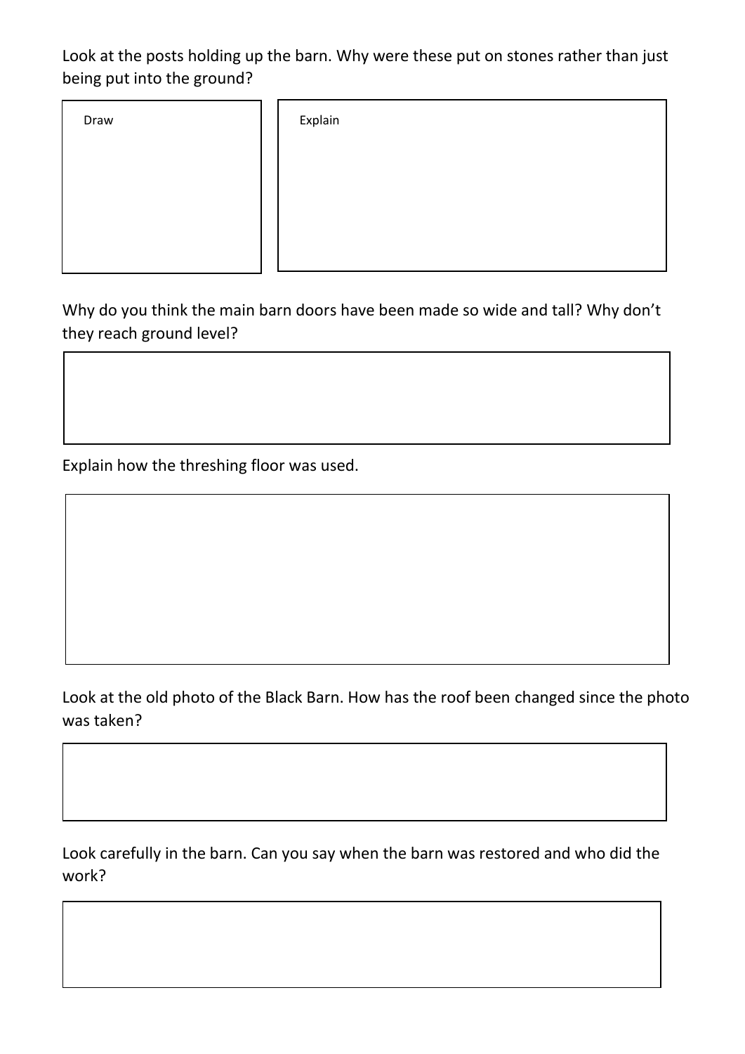Look at the posts holding up the barn. Why were these put on stones rather than just being put into the ground?

| Draw | Explain |
| --- | --- |
| | |

Why do you think the main barn doors have been made so wide and tall? Why don't they reach ground level?

Explain how the threshing floor was used.

Look at the old photo of the Black Barn. How has the roof been changed since the photo was taken?

Look carefully in the barn. Can you say when the barn was restored and who did the work?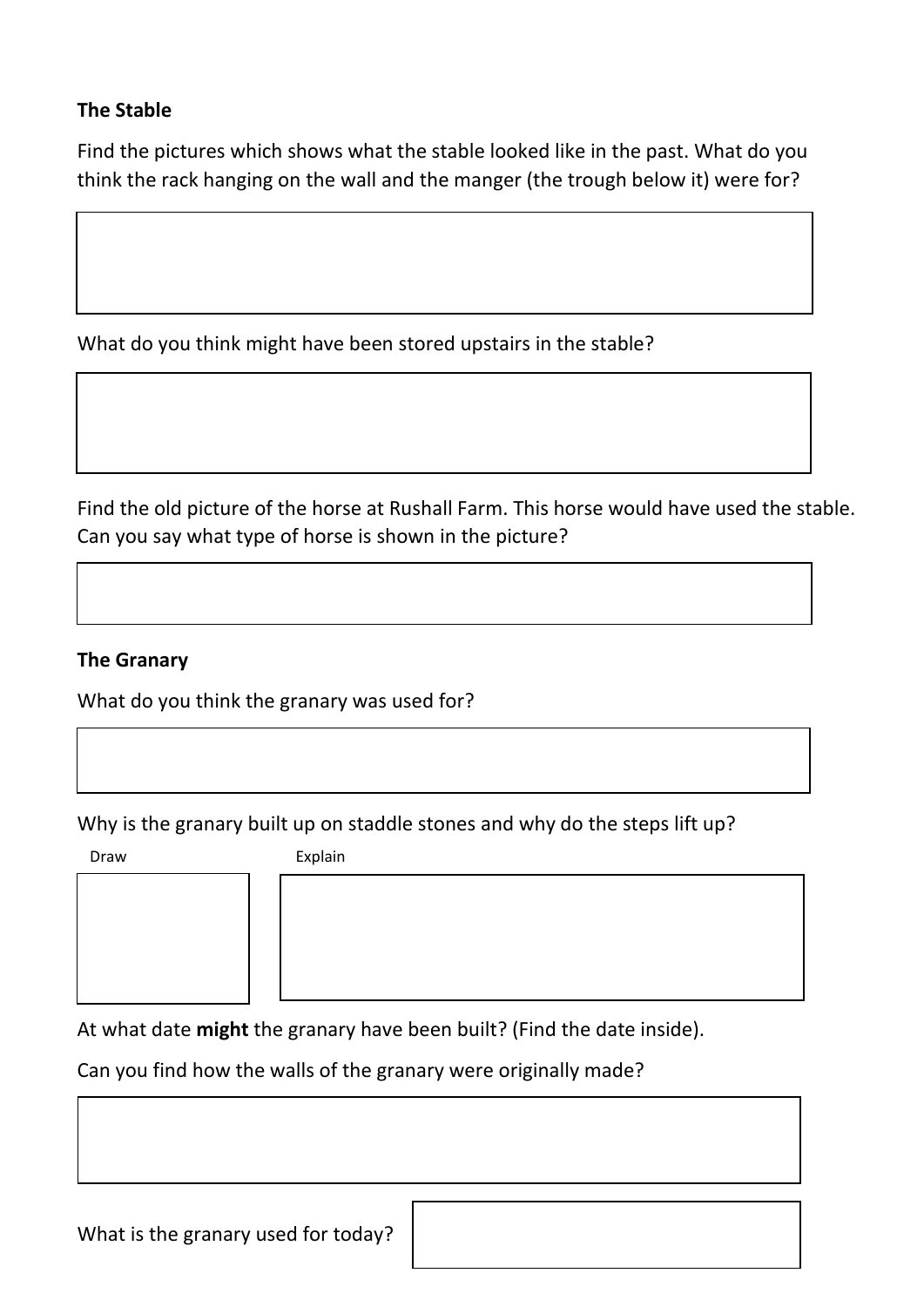**The Stable**

Find the pictures which shows what the stable looked like in the past. What do you think the rack hanging on the wall and the manger (the trough below it) were for?

What do you think might have been stored upstairs in the stable?

Find the old picture of the horse at Rushall Farm. This horse would have used the stable. Can you say what type of horse is shown in the picture?

**The Granary**

What do you think the granary was used for?

Why is the granary built up on staddle stones and why do the steps lift up?

Draw

Explain

At what date **might** the granary have been built? (Find the date inside).

Can you find how the walls of the granary were originally made?

What is the granary used for today?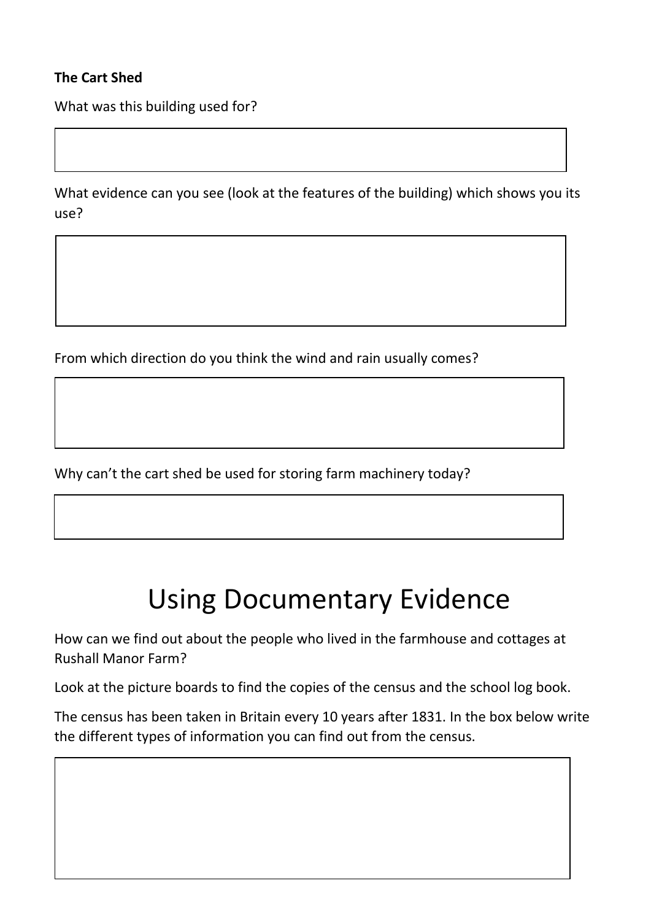**The Cart Shed**

What was this building used for?

What evidence can you see (look at the features of the building) which shows you its use?

From which direction do you think the wind and rain usually comes?

Why can't the cart shed be used for storing farm machinery today?

# Using Documentary Evidence

How can we find out about the people who lived in the farmhouse and cottages at Rushall Manor Farm?

Look at the picture boards to find the copies of the census and the school log book.

The census has been taken in Britain every 10 years after 1831. In the box below write the different types of information you can find out from the census.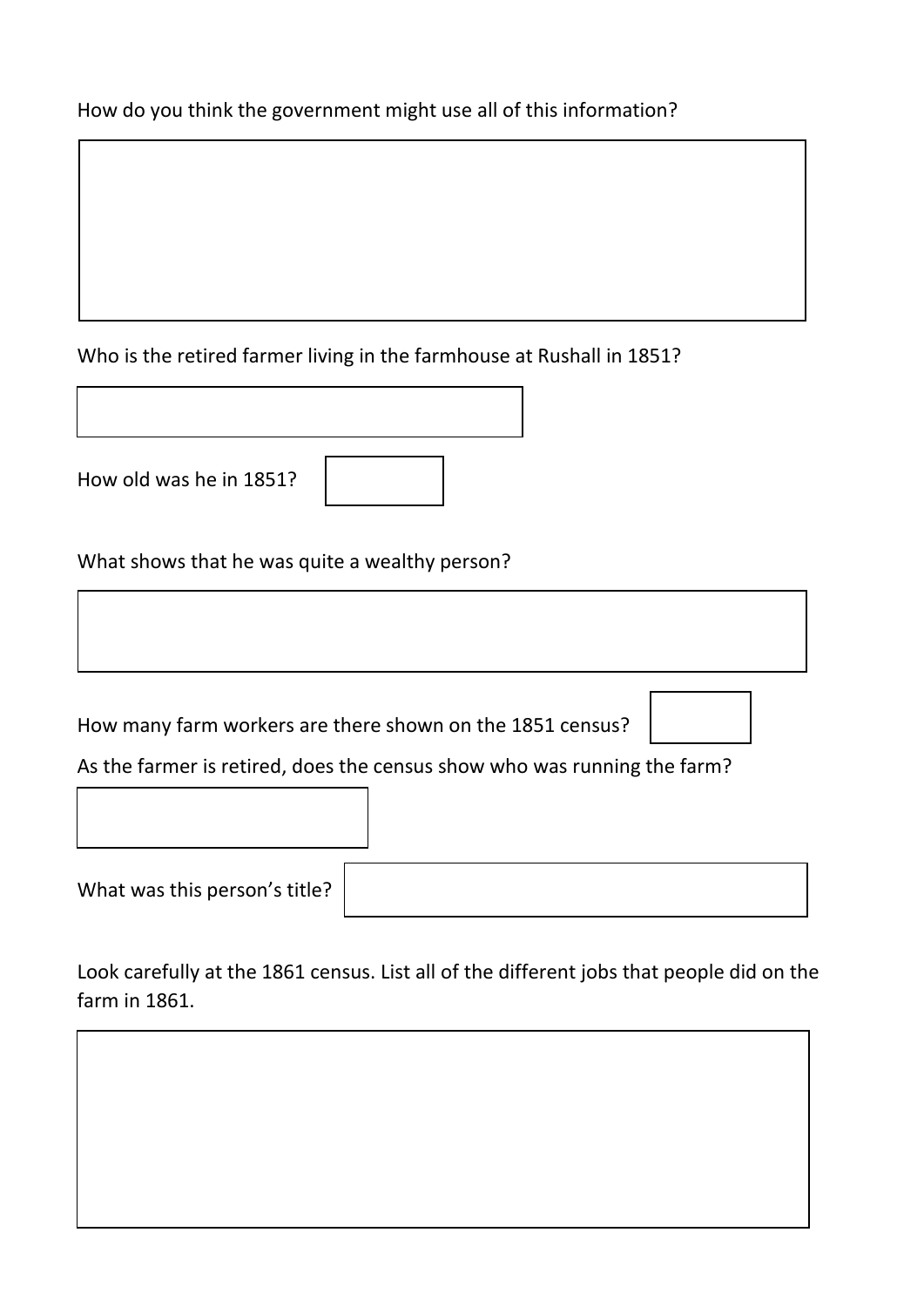How do you think the government might use all of this information?

Who is the retired farmer living in the farmhouse at Rushall in 1851?

How old was he in 1851?

What shows that he was quite a wealthy person?

How many farm workers are there shown on the 1851 census?

As the farmer is retired, does the census show who was running the farm?

What was this person's title?

Look carefully at the 1861 census. List all of the different jobs that people did on the farm in 1861.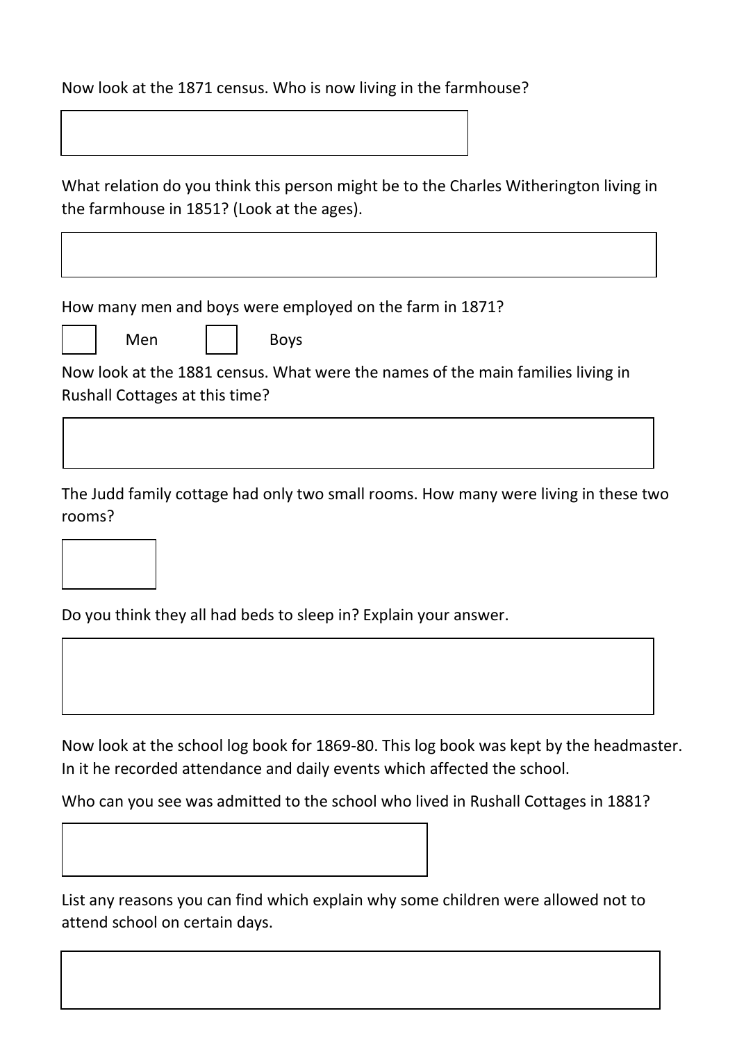Now look at the 1871 census. Who is now living in the farmhouse?

What relation do you think this person might be to the Charles Witherington living in the farmhouse in 1851? (Look at the ages).

How many men and boys were employed on the farm in 1871?

Men Boys

Now look at the 1881 census. What were the names of the main families living in Rushall Cottages at this time?

The Judd family cottage had only two small rooms. How many were living in these two rooms?

Do you think they all had beds to sleep in? Explain your answer.

Now look at the school log book for 1869-80. This log book was kept by the headmaster. In it he recorded attendance and daily events which affected the school.

Who can you see was admitted to the school who lived in Rushall Cottages in 1881?

List any reasons you can find which explain why some children were allowed not to attend school on certain days.